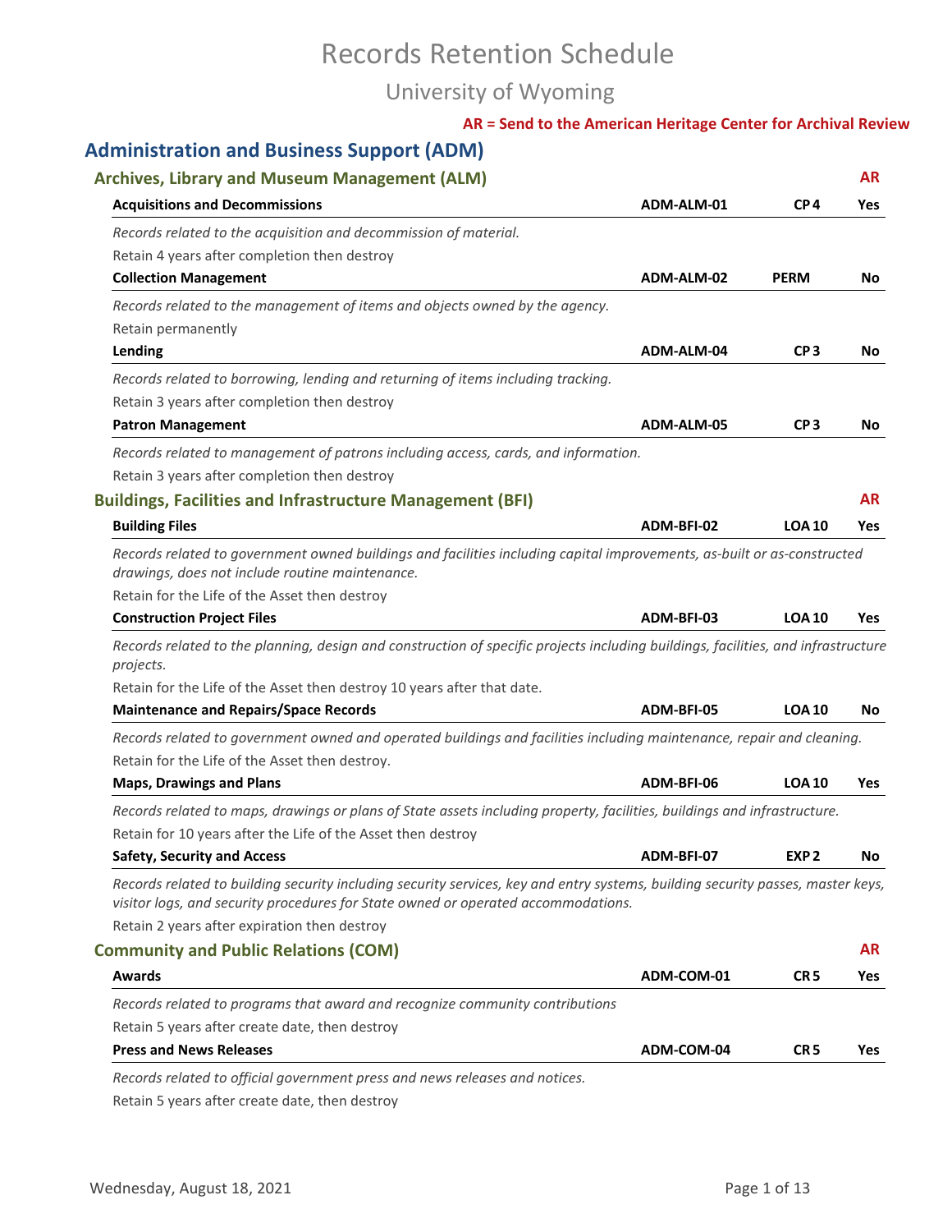# Records Retention Schedule

## University of Wyoming

**AR = Send to the American Heritage Center for Archival Review**

## Administration and Business Support (ADM)

### Archives, Library and Museum Management (ALM)

| Record | Code | Retention | AR |
|---|---|---|---|
| **Acquisitions and Decommissions** | ADM-ALM-01 | CP 4 | Yes |

*Records related to the acquisition and decommission of material.*

Retain 4 years after completion then destroy

| Record | Code | Retention | AR |
|---|---|---|---|
| **Collection Management** | ADM-ALM-02 | PERM | No |

*Records related to the management of items and objects owned by the agency.*

Retain permanently

| Record | Code | Retention | AR |
|---|---|---|---|
| **Lending** | ADM-ALM-04 | CP 3 | No |

*Records related to borrowing, lending and returning of items including tracking.*

Retain 3 years after completion then destroy

| Record | Code | Retention | AR |
|---|---|---|---|
| **Patron Management** | ADM-ALM-05 | CP 3 | No |

*Records related to management of patrons including access, cards, and information.*

Retain 3 years after completion then destroy

### Buildings, Facilities and Infrastructure Management (BFI)

| Record | Code | Retention | AR |
|---|---|---|---|
| **Building Files** | ADM-BFI-02 | LOA 10 | Yes |

*Records related to government owned buildings and facilities including capital improvements, as-built or as-constructed drawings, does not include routine maintenance.*

Retain for the Life of the Asset then destroy

| Record | Code | Retention | AR |
|---|---|---|---|
| **Construction Project Files** | ADM-BFI-03 | LOA 10 | Yes |

*Records related to the planning, design and construction of specific projects including buildings, facilities, and infrastructure projects.*

Retain for the Life of the Asset then destroy 10 years after that date.

| Record | Code | Retention | AR |
|---|---|---|---|
| **Maintenance and Repairs/Space Records** | ADM-BFI-05 | LOA 10 | No |

*Records related to government owned and operated buildings and facilities including maintenance, repair and cleaning.*

Retain for the Life of the Asset then destroy.

| Record | Code | Retention | AR |
|---|---|---|---|
| **Maps, Drawings and Plans** | ADM-BFI-06 | LOA 10 | Yes |

*Records related to maps, drawings or plans of State assets including property, facilities, buildings and infrastructure.*

Retain for 10 years after the Life of the Asset then destroy

| Record | Code | Retention | AR |
|---|---|---|---|
| **Safety, Security and Access** | ADM-BFI-07 | EXP 2 | No |

*Records related to building security including security services, key and entry systems, building security passes, master keys, visitor logs, and security procedures for State owned or operated accommodations.*

Retain 2 years after expiration then destroy

### Community and Public Relations (COM)

| Record | Code | Retention | AR |
|---|---|---|---|
| **Awards** | ADM-COM-01 | CR 5 | Yes |

*Records related to programs that award and recognize community contributions*

Retain 5 years after create date, then destroy

| Record | Code | Retention | AR |
|---|---|---|---|
| **Press and News Releases** | ADM-COM-04 | CR 5 | Yes |

*Records related to official government press and news releases and notices.*

Retain 5 years after create date, then destroy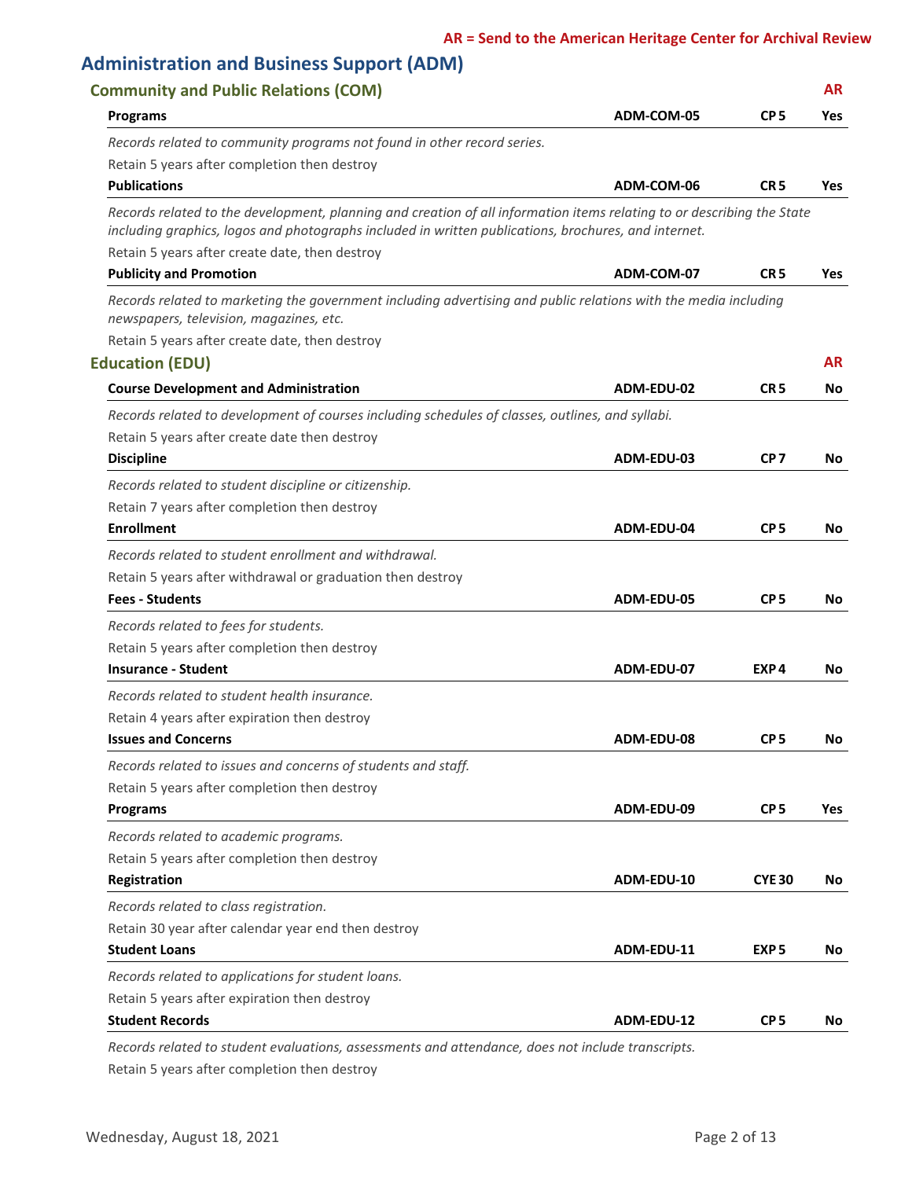**AR = Send to the American Heritage Center for Archival Review**

# Administration and Business Support (ADM)

## Community and Public Relations (COM)

| | | | AR |
|---|---|---|---|
| **Programs** | **ADM-COM-05** | **CP 5** | **Yes** |

*Records related to community programs not found in other record series.*

Retain 5 years after completion then destroy

| | | | |
|---|---|---|---|
| **Publications** | **ADM-COM-06** | **CR 5** | **Yes** |

*Records related to the development, planning and creation of all information items relating to or describing the State including graphics, logos and photographs included in written publications, brochures, and internet.*

Retain 5 years after create date, then destroy

| | | | |
|---|---|---|---|
| **Publicity and Promotion** | **ADM-COM-07** | **CR 5** | **Yes** |

*Records related to marketing the government including advertising and public relations with the media including newspapers, television, magazines, etc.*

Retain 5 years after create date, then destroy

## Education (EDU)

| | | | AR |
|---|---|---|---|
| **Course Development and Administration** | **ADM-EDU-02** | **CR 5** | **No** |

*Records related to development of courses including schedules of classes, outlines, and syllabi.*

Retain 5 years after create date then destroy

| | | | |
|---|---|---|---|
| **Discipline** | **ADM-EDU-03** | **CP 7** | **No** |

*Records related to student discipline or citizenship.*

Retain 7 years after completion then destroy

| | | | |
|---|---|---|---|
| **Enrollment** | **ADM-EDU-04** | **CP 5** | **No** |

*Records related to student enrollment and withdrawal.*

Retain 5 years after withdrawal or graduation then destroy

| | | | |
|---|---|---|---|
| **Fees - Students** | **ADM-EDU-05** | **CP 5** | **No** |

*Records related to fees for students.*

Retain 5 years after completion then destroy

| | | | |
|---|---|---|---|
| **Insurance - Student** | **ADM-EDU-07** | **EXP 4** | **No** |

*Records related to student health insurance.*

Retain 4 years after expiration then destroy

| | | | |
|---|---|---|---|
| **Issues and Concerns** | **ADM-EDU-08** | **CP 5** | **No** |

*Records related to issues and concerns of students and staff.*

Retain 5 years after completion then destroy

| | | | |
|---|---|---|---|
| **Programs** | **ADM-EDU-09** | **CP 5** | **Yes** |

*Records related to academic programs.*

Retain 5 years after completion then destroy

| | | | |
|---|---|---|---|
| **Registration** | **ADM-EDU-10** | **CYE 30** | **No** |

*Records related to class registration.*

Retain 30 year after calendar year end then destroy

| | | | |
|---|---|---|---|
| **Student Loans** | **ADM-EDU-11** | **EXP 5** | **No** |

*Records related to applications for student loans.*

Retain 5 years after expiration then destroy

| | | | |
|---|---|---|---|
| **Student Records** | **ADM-EDU-12** | **CP 5** | **No** |

*Records related to student evaluations, assessments and attendance, does not include transcripts.*

Retain 5 years after completion then destroy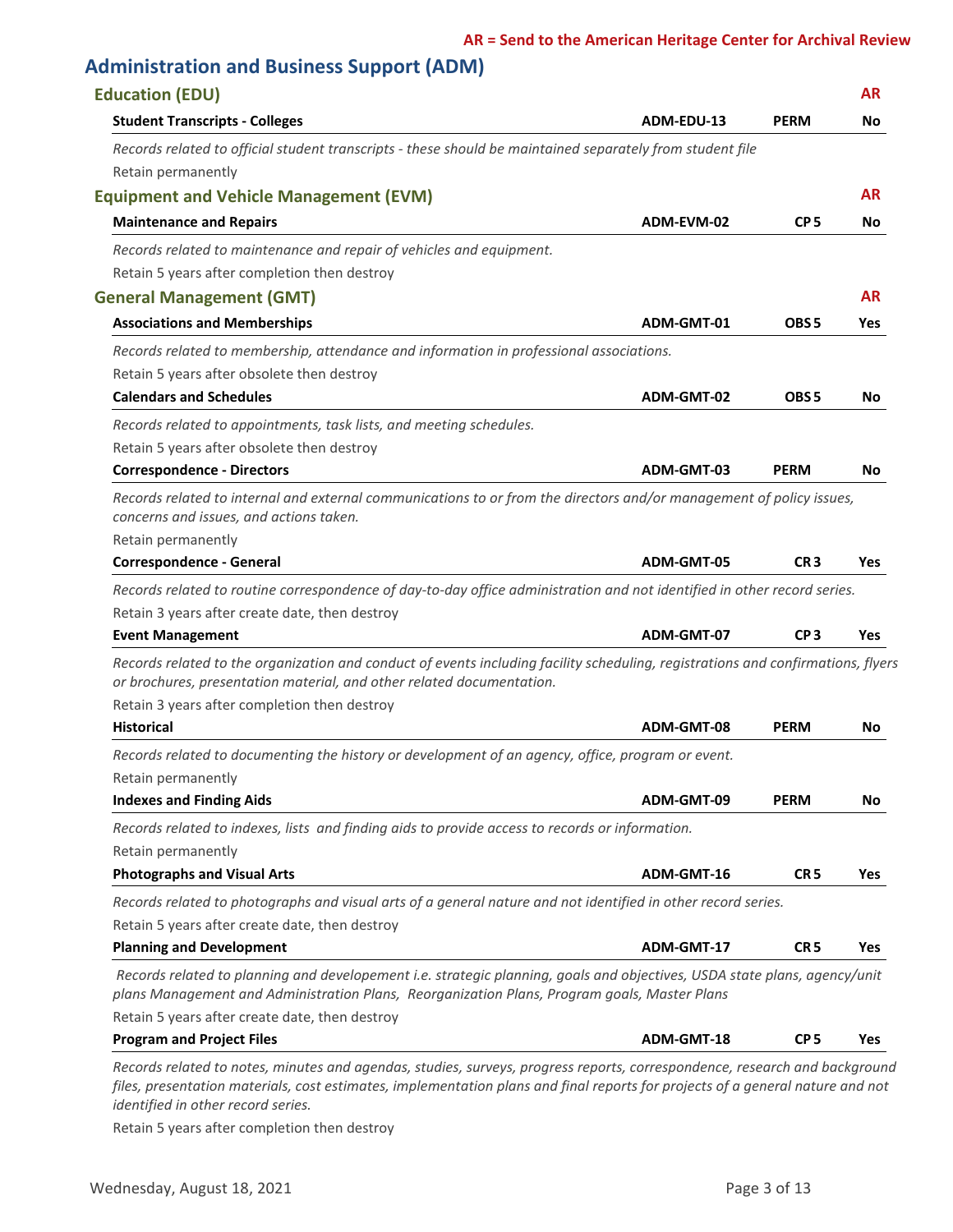**AR = Send to the American Heritage Center for Archival Review**

# Administration and Business Support (ADM)

## Education (EDU)

| | | | AR |
|---|---|---|---|
| **Student Transcripts - Colleges** | **ADM-EDU-13** | **PERM** | **No** |

*Records related to official student transcripts - these should be maintained separately from student file*

Retain permanently

## Equipment and Vehicle Management (EVM)

| | | | AR |
|---|---|---|---|
| **Maintenance and Repairs** | **ADM-EVM-02** | **CP 5** | **No** |

*Records related to maintenance and repair of vehicles and equipment.*

Retain 5 years after completion then destroy

## General Management (GMT)

| | | | AR |
|---|---|---|---|
| **Associations and Memberships** | **ADM-GMT-01** | **OBS 5** | **Yes** |

*Records related to membership, attendance and information in professional associations.*

Retain 5 years after obsolete then destroy

| | | | |
|---|---|---|---|
| **Calendars and Schedules** | **ADM-GMT-02** | **OBS 5** | **No** |

*Records related to appointments, task lists, and meeting schedules.*

Retain 5 years after obsolete then destroy

| | | | |
|---|---|---|---|
| **Correspondence - Directors** | **ADM-GMT-03** | **PERM** | **No** |

*Records related to internal and external communications to or from the directors and/or management of policy issues, concerns and issues, and actions taken.*

Retain permanently

| | | | |
|---|---|---|---|
| **Correspondence - General** | **ADM-GMT-05** | **CR 3** | **Yes** |

*Records related to routine correspondence of day-to-day office administration and not identified in other record series.*

Retain 3 years after create date, then destroy

| | | | |
|---|---|---|---|
| **Event Management** | **ADM-GMT-07** | **CP 3** | **Yes** |

*Records related to the organization and conduct of events including facility scheduling, registrations and confirmations, flyers or brochures, presentation material, and other related documentation.*

Retain 3 years after completion then destroy

| | | | |
|---|---|---|---|
| **Historical** | **ADM-GMT-08** | **PERM** | **No** |

*Records related to documenting the history or development of an agency, office, program or event.*

Retain permanently

| | | | |
|---|---|---|---|
| **Indexes and Finding Aids** | **ADM-GMT-09** | **PERM** | **No** |

*Records related to indexes, lists and finding aids to provide access to records or information.*

Retain permanently

| | | | |
|---|---|---|---|
| **Photographs and Visual Arts** | **ADM-GMT-16** | **CR 5** | **Yes** |

*Records related to photographs and visual arts of a general nature and not identified in other record series.*

Retain 5 years after create date, then destroy

| | | | |
|---|---|---|---|
| **Planning and Development** | **ADM-GMT-17** | **CR 5** | **Yes** |

*Records related to planning and developement i.e. strategic planning, goals and objectives, USDA state plans, agency/unit plans Management and Administration Plans, Reorganization Plans, Program goals, Master Plans*

Retain 5 years after create date, then destroy

| | | | |
|---|---|---|---|
| **Program and Project Files** | **ADM-GMT-18** | **CP 5** | **Yes** |

*Records related to notes, minutes and agendas, studies, surveys, progress reports, correspondence, research and background files, presentation materials, cost estimates, implementation plans and final reports for projects of a general nature and not identified in other record series.*

Retain 5 years after completion then destroy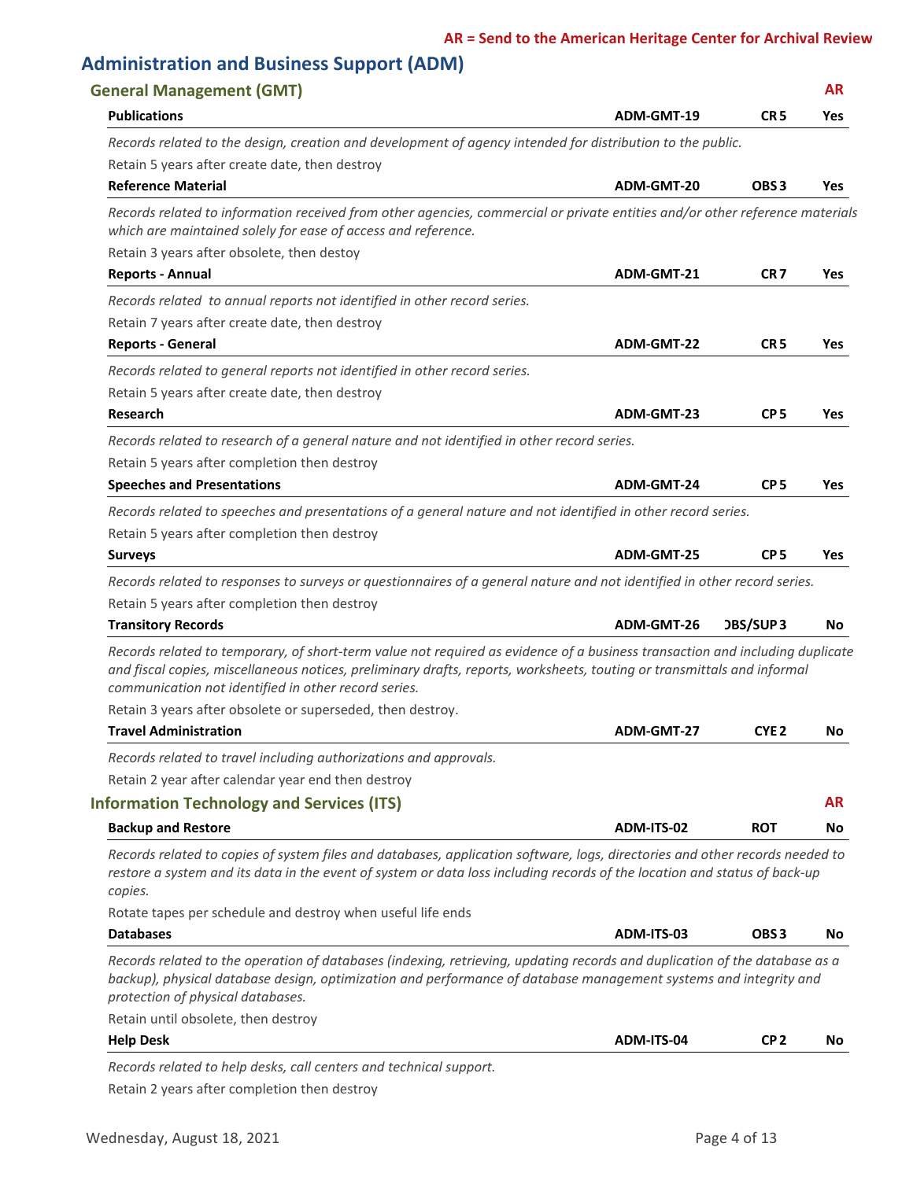**AR = Send to the American Heritage Center for Archival Review**

# Administration and Business Support (ADM)

## General Management (GMT)

AR

**Publications** | **ADM-GMT-19** | **CR 5** | **Yes**

*Records related to the design, creation and development of agency intended for distribution to the public.*

Retain 5 years after create date, then destroy

**Reference Material** | **ADM-GMT-20** | **OBS 3** | **Yes**

*Records related to information received from other agencies, commercial or private entities and/or other reference materials which are maintained solely for ease of access and reference.*

Retain 3 years after obsolete, then destoy

**Reports - Annual** | **ADM-GMT-21** | **CR 7** | **Yes**

*Records related to annual reports not identified in other record series.*

Retain 7 years after create date, then destroy

**Reports - General** | **ADM-GMT-22** | **CR 5** | **Yes**

*Records related to general reports not identified in other record series.*

Retain 5 years after create date, then destroy

**Research** | **ADM-GMT-23** | **CP 5** | **Yes**

*Records related to research of a general nature and not identified in other record series.*

Retain 5 years after completion then destroy

**Speeches and Presentations** | **ADM-GMT-24** | **CP 5** | **Yes**

*Records related to speeches and presentations of a general nature and not identified in other record series.*

Retain 5 years after completion then destroy

**Surveys** | **ADM-GMT-25** | **CP 5** | **Yes**

*Records related to responses to surveys or questionnaires of a general nature and not identified in other record series.*

Retain 5 years after completion then destroy

**Transitory Records** | **ADM-GMT-26** | **OBS/SUP 3** | **No**

*Records related to temporary, of short-term value not required as evidence of a business transaction and including duplicate and fiscal copies, miscellaneous notices, preliminary drafts, reports, worksheets, touting or transmittals and informal communication not identified in other record series.*

Retain 3 years after obsolete or superseded, then destroy.

**Travel Administration** | **ADM-GMT-27** | **CYE 2** | **No**

*Records related to travel including authorizations and approvals.*

Retain 2 year after calendar year end then destroy

## Information Technology and Services (ITS)

AR

**Backup and Restore** | **ADM-ITS-02** | **ROT** | **No**

*Records related to copies of system files and databases, application software, logs, directories and other records needed to restore a system and its data in the event of system or data loss including records of the location and status of back-up copies.*

Rotate tapes per schedule and destroy when useful life ends

**Databases** | **ADM-ITS-03** | **OBS 3** | **No**

*Records related to the operation of databases (indexing, retrieving, updating records and duplication of the database as a backup), physical database design, optimization and performance of database management systems and integrity and protection of physical databases.*

Retain until obsolete, then destroy

**Help Desk** | **ADM-ITS-04** | **CP 2** | **No**

*Records related to help desks, call centers and technical support.*

Retain 2 years after completion then destroy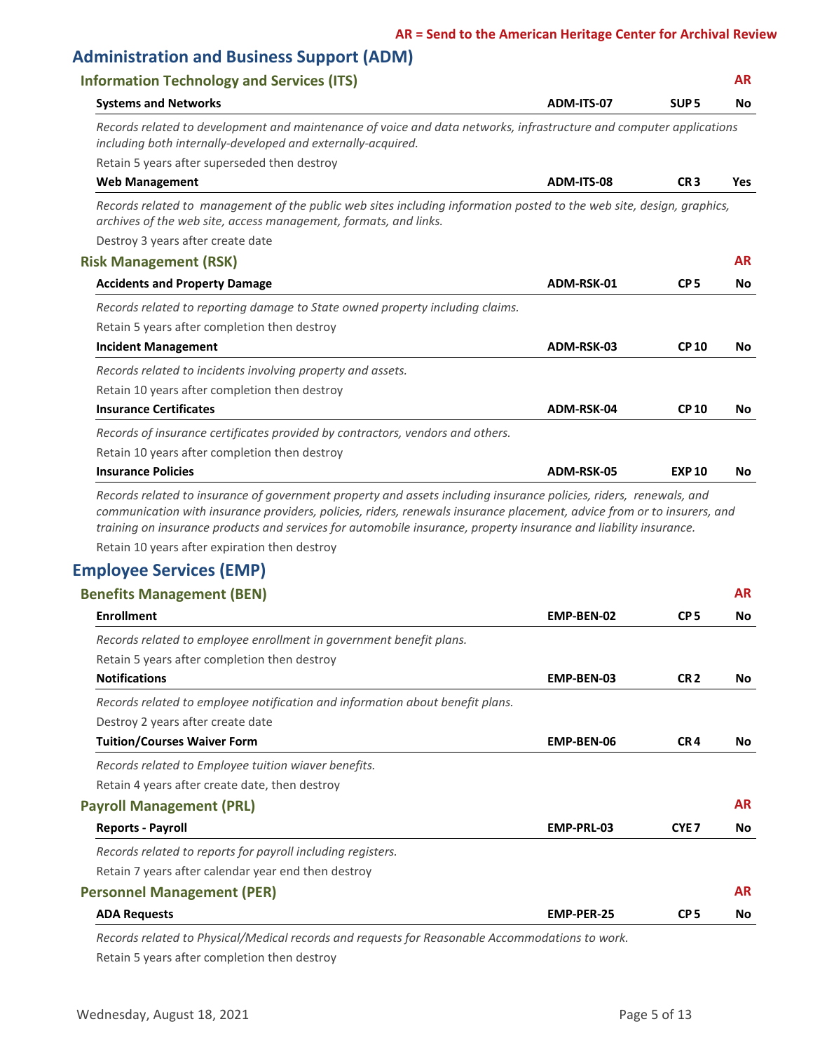**AR = Send to the American Heritage Center for Archival Review**

# Administration and Business Support (ADM)

## Information Technology and Services (ITS)

**AR**

| **Systems and Networks** | **ADM-ITS-07** | **SUP 5** | **No** |
|---|---|---|---|

*Records related to development and maintenance of voice and data networks, infrastructure and computer applications including both internally-developed and externally-acquired.*

Retain 5 years after superseded then destroy

| **Web Management** | **ADM-ITS-08** | **CR 3** | **Yes** |
|---|---|---|---|

*Records related to management of the public web sites including information posted to the web site, design, graphics, archives of the web site, access management, formats, and links.*

Destroy 3 years after create date

## Risk Management (RSK)

**AR**

| **Accidents and Property Damage** | **ADM-RSK-01** | **CP 5** | **No** |
|---|---|---|---|

*Records related to reporting damage to State owned property including claims.*

Retain 5 years after completion then destroy

| **Incident Management** | **ADM-RSK-03** | **CP 10** | **No** |
|---|---|---|---|

*Records related to incidents involving property and assets.*

Retain 10 years after completion then destroy

| **Insurance Certificates** | **ADM-RSK-04** | **CP 10** | **No** |
|---|---|---|---|

*Records of insurance certificates provided by contractors, vendors and others.*

Retain 10 years after completion then destroy

| **Insurance Policies** | **ADM-RSK-05** | **EXP 10** | **No** |
|---|---|---|---|

*Records related to insurance of government property and assets including insurance policies, riders, renewals, and communication with insurance providers, policies, riders, renewals insurance placement, advice from or to insurers, and training on insurance products and services for automobile insurance, property insurance and liability insurance.*

Retain 10 years after expiration then destroy

# Employee Services (EMP)

## Benefits Management (BEN)

**AR**

| **Enrollment** | **EMP-BEN-02** | **CP 5** | **No** |
|---|---|---|---|

*Records related to employee enrollment in government benefit plans.*

Retain 5 years after completion then destroy

| **Notifications** | **EMP-BEN-03** | **CR 2** | **No** |
|---|---|---|---|

*Records related to employee notification and information about benefit plans.*

Destroy 2 years after create date

| **Tuition/Courses Waiver Form** | **EMP-BEN-06** | **CR 4** | **No** |
|---|---|---|---|

*Records related to Employee tuition wiaver benefits.*

Retain 4 years after create date, then destroy

## Payroll Management (PRL)

**AR**

| **Reports - Payroll** | **EMP-PRL-03** | **CYE 7** | **No** |
|---|---|---|---|

*Records related to reports for payroll including registers.*

Retain 7 years after calendar year end then destroy

## Personnel Management (PER)

**AR**

| **ADA Requests** | **EMP-PER-25** | **CP 5** | **No** |
|---|---|---|---|

*Records related to Physical/Medical records and requests for Reasonable Accommodations to work.*

Retain 5 years after completion then destroy

Wednesday, August 18, 2021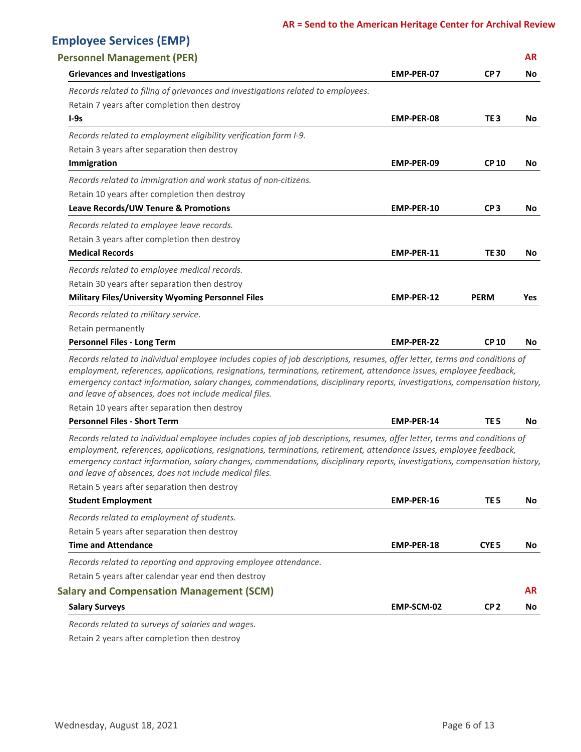**AR = Send to the American Heritage Center for Archival Review**

## Employee Services (EMP)

### Personnel Management (PER)

| | | | AR |
|---|---|---|---|
| **Grievances and Investigations** | **EMP-PER-07** | **CP 7** | **No** |

*Records related to filing of grievances and investigations related to employees.*

Retain 7 years after completion then destroy

| | | | |
|---|---|---|---|
| **I-9s** | **EMP-PER-08** | **TE 3** | **No** |

*Records related to employment eligibility verification form I-9.*

Retain 3 years after separation then destroy

| | | | |
|---|---|---|---|
| **Immigration** | **EMP-PER-09** | **CP 10** | **No** |

*Records related to immigration and work status of non-citizens.*

Retain 10 years after completion then destroy

| | | | |
|---|---|---|---|
| **Leave Records/UW Tenure & Promotions** | **EMP-PER-10** | **CP 3** | **No** |

*Records related to employee leave records.*

Retain 3 years after completion then destroy

| | | | |
|---|---|---|---|
| **Medical Records** | **EMP-PER-11** | **TE 30** | **No** |

*Records related to employee medical records.*

Retain 30 years after separation then destroy

| | | | |
|---|---|---|---|
| **Military Files/University Wyoming Personnel Files** | **EMP-PER-12** | **PERM** | **Yes** |

*Records related to military service.*

Retain permanently

| | | | |
|---|---|---|---|
| **Personnel Files - Long Term** | **EMP-PER-22** | **CP 10** | **No** |

*Records related to individual employee includes copies of job descriptions, resumes, offer letter, terms and conditions of employment, references, applications, resignations, terminations, retirement, attendance issues, employee feedback, emergency contact information, salary changes, commendations, disciplinary reports, investigations, compensation history, and leave of absences, does not include medical files.*

Retain 10 years after separation then destroy

| | | | |
|---|---|---|---|
| **Personnel Files - Short Term** | **EMP-PER-14** | **TE 5** | **No** |

*Records related to individual employee includes copies of job descriptions, resumes, offer letter, terms and conditions of employment, references, applications, resignations, terminations, retirement, attendance issues, employee feedback, emergency contact information, salary changes, commendations, disciplinary reports, investigations, compensation history, and leave of absences, does not include medical files.*

Retain 5 years after separation then destroy

| | | | |
|---|---|---|---|
| **Student Employment** | **EMP-PER-16** | **TE 5** | **No** |

*Records related to employment of students.*

Retain 5 years after separation then destroy

| | | | |
|---|---|---|---|
| **Time and Attendance** | **EMP-PER-18** | **CYE 5** | **No** |

*Records related to reporting and approving employee attendance.*

Retain 5 years after calendar year end then destroy

### Salary and Compensation Management (SCM)

| | | | AR |
|---|---|---|---|
| **Salary Surveys** | **EMP-SCM-02** | **CP 2** | **No** |

*Records related to surveys of salaries and wages.*

Retain 2 years after completion then destroy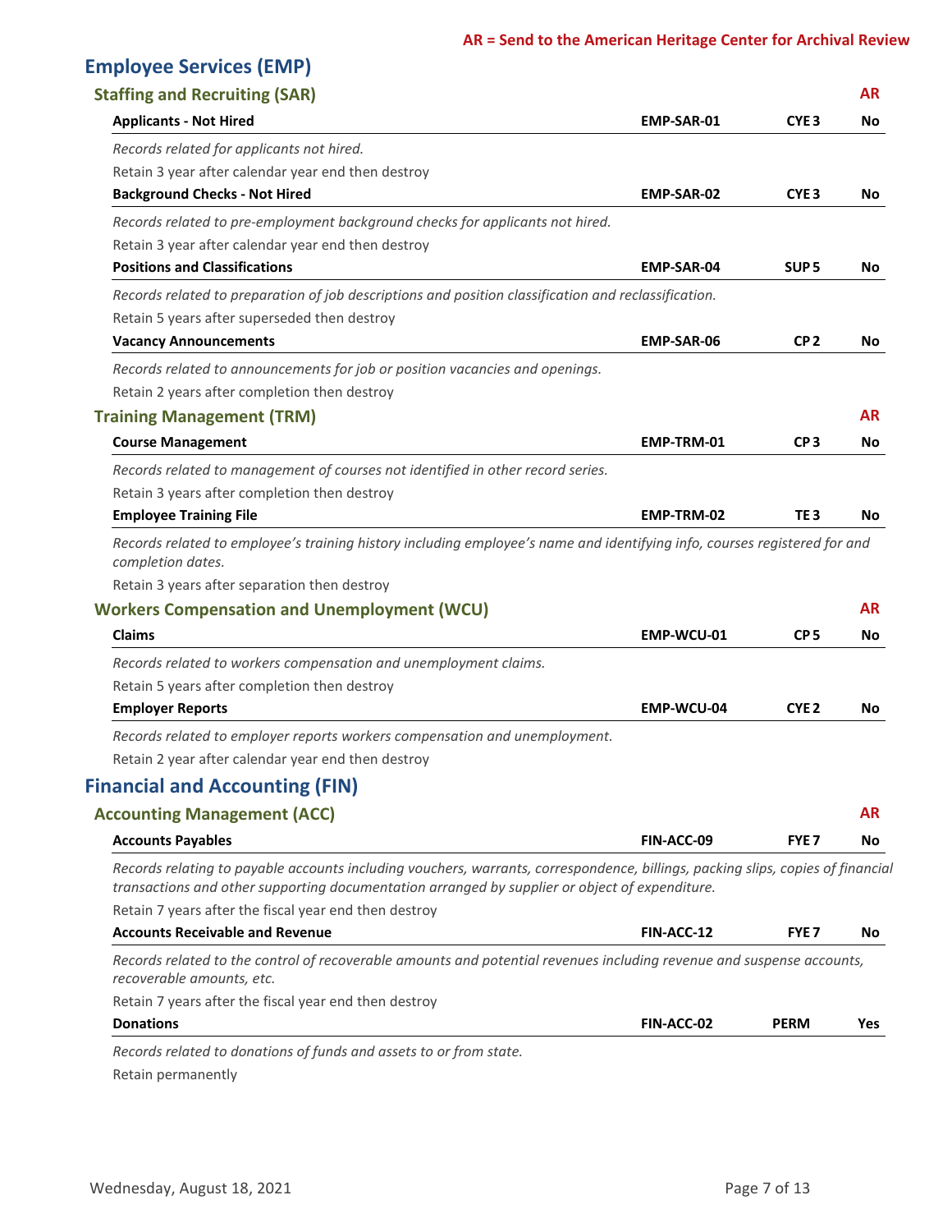**AR = Send to the American Heritage Center for Archival Review**

## Employee Services (EMP)

### Staffing and Recruiting (SAR)

| | | | AR |
|---|---|---|---|
| **Applicants - Not Hired** | **EMP-SAR-01** | **CYE 3** | **No** |

*Records related for applicants not hired.*

Retain 3 year after calendar year end then destroy

| | | | |
|---|---|---|---|
| **Background Checks - Not Hired** | **EMP-SAR-02** | **CYE 3** | **No** |

*Records related to pre-employment background checks for applicants not hired.*

Retain 3 year after calendar year end then destroy

| | | | |
|---|---|---|---|
| **Positions and Classifications** | **EMP-SAR-04** | **SUP 5** | **No** |

*Records related to preparation of job descriptions and position classification and reclassification.*

Retain 5 years after superseded then destroy

| | | | |
|---|---|---|---|
| **Vacancy Announcements** | **EMP-SAR-06** | **CP 2** | **No** |

*Records related to announcements for job or position vacancies and openings.*

Retain 2 years after completion then destroy

### Training Management (TRM)

| | | | AR |
|---|---|---|---|
| **Course Management** | **EMP-TRM-01** | **CP 3** | **No** |

*Records related to management of courses not identified in other record series.*

Retain 3 years after completion then destroy

| | | | |
|---|---|---|---|
| **Employee Training File** | **EMP-TRM-02** | **TE 3** | **No** |

*Records related to employee's training history including employee's name and identifying info, courses registered for and completion dates.*

Retain 3 years after separation then destroy

### Workers Compensation and Unemployment (WCU)

| | | | AR |
|---|---|---|---|
| **Claims** | **EMP-WCU-01** | **CP 5** | **No** |

*Records related to workers compensation and unemployment claims.*

Retain 5 years after completion then destroy

| | | | |
|---|---|---|---|
| **Employer Reports** | **EMP-WCU-04** | **CYE 2** | **No** |

*Records related to employer reports workers compensation and unemployment.*

Retain 2 year after calendar year end then destroy

## Financial and Accounting (FIN)

### Accounting Management (ACC)

| | | | AR |
|---|---|---|---|
| **Accounts Payables** | **FIN-ACC-09** | **FYE 7** | **No** |

*Records relating to payable accounts including vouchers, warrants, correspondence, billings, packing slips, copies of financial transactions and other supporting documentation arranged by supplier or object of expenditure.*

Retain 7 years after the fiscal year end then destroy

| | | | |
|---|---|---|---|
| **Accounts Receivable and Revenue** | **FIN-ACC-12** | **FYE 7** | **No** |

*Records related to the control of recoverable amounts and potential revenues including revenue and suspense accounts, recoverable amounts, etc.*

Retain 7 years after the fiscal year end then destroy

| | | | |
|---|---|---|---|
| **Donations** | **FIN-ACC-02** | **PERM** | **Yes** |

*Records related to donations of funds and assets to or from state.*

Retain permanently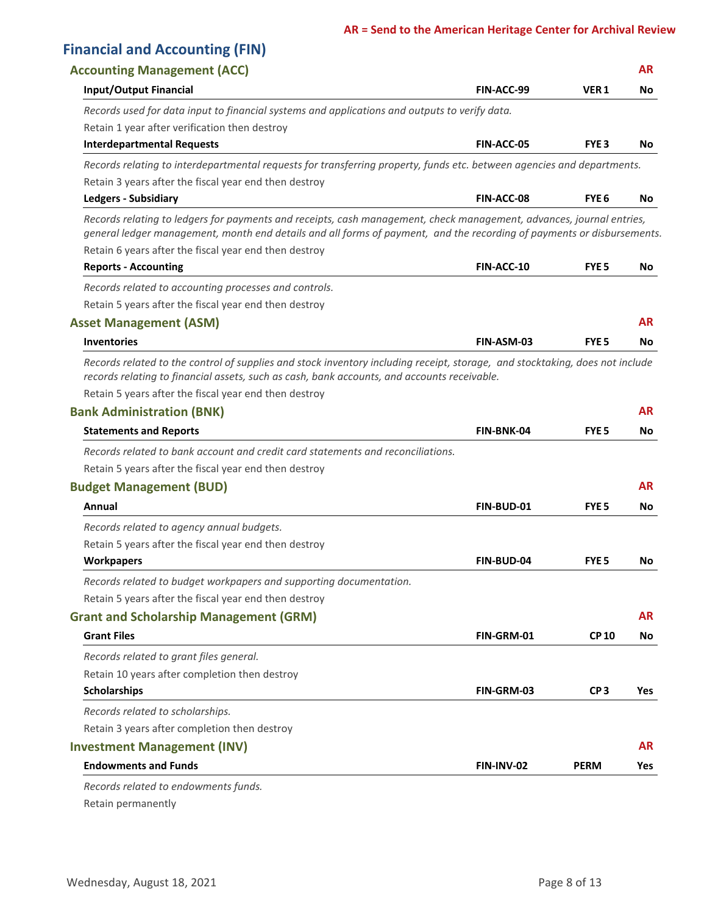**AR = Send to the American Heritage Center for Archival Review**

## Financial and Accounting (FIN)

### Accounting Management (ACC) — AR

**Input/Output Financial** | **FIN-ACC-99** | **VER 1** | **No**

*Records used for data input to financial systems and applications and outputs to verify data.*

Retain 1 year after verification then destroy

**Interdepartmental Requests** | **FIN-ACC-05** | **FYE 3** | **No**

*Records relating to interdepartmental requests for transferring property, funds etc. between agencies and departments.*

Retain 3 years after the fiscal year end then destroy

**Ledgers - Subsidiary** | **FIN-ACC-08** | **FYE 6** | **No**

*Records relating to ledgers for payments and receipts, cash management, check management, advances, journal entries, general ledger management, month end details and all forms of payment, and the recording of payments or disbursements.*

Retain 6 years after the fiscal year end then destroy

**Reports - Accounting** | **FIN-ACC-10** | **FYE 5** | **No**

*Records related to accounting processes and controls.*

Retain 5 years after the fiscal year end then destroy

### Asset Management (ASM) — AR

**Inventories** | **FIN-ASM-03** | **FYE 5** | **No**

*Records related to the control of supplies and stock inventory including receipt, storage, and stocktaking, does not include records relating to financial assets, such as cash, bank accounts, and accounts receivable.*

Retain 5 years after the fiscal year end then destroy

### Bank Administration (BNK) — AR

**Statements and Reports** | **FIN-BNK-04** | **FYE 5** | **No**

*Records related to bank account and credit card statements and reconciliations.*

Retain 5 years after the fiscal year end then destroy

### Budget Management (BUD) — AR

**Annual** | **FIN-BUD-01** | **FYE 5** | **No**

*Records related to agency annual budgets.*

Retain 5 years after the fiscal year end then destroy

**Workpapers** | **FIN-BUD-04** | **FYE 5** | **No**

*Records related to budget workpapers and supporting documentation.*

Retain 5 years after the fiscal year end then destroy

### Grant and Scholarship Management (GRM) — AR

**Grant Files** | **FIN-GRM-01** | **CP 10** | **No**

*Records related to grant files general.*

Retain 10 years after completion then destroy

**Scholarships** | **FIN-GRM-03** | **CP 3** | **Yes**

*Records related to scholarships.*

Retain 3 years after completion then destroy

### Investment Management (INV) — AR

**Endowments and Funds** | **FIN-INV-02** | **PERM** | **Yes**

*Records related to endowments funds.*

Retain permanently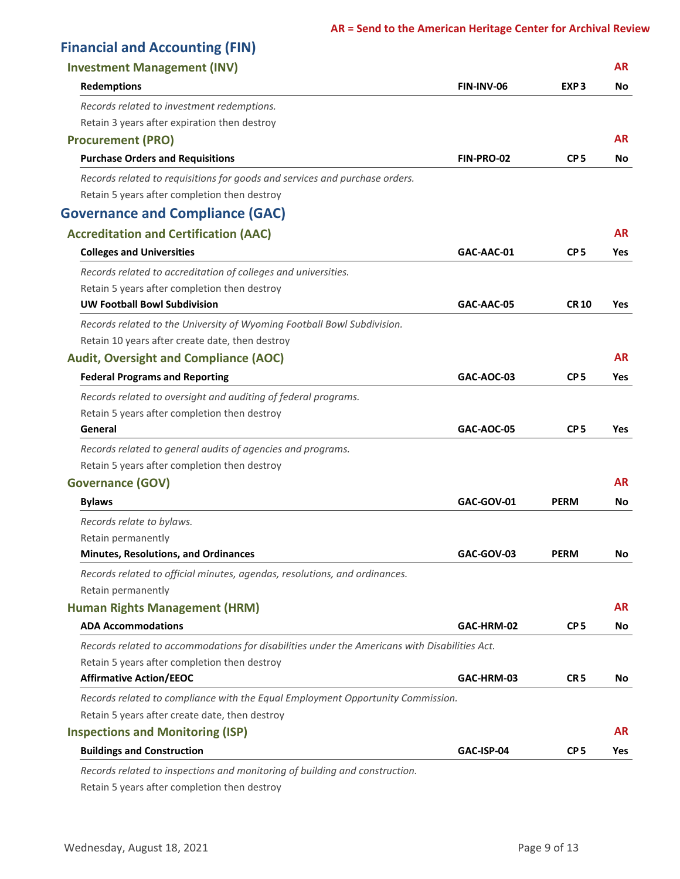**AR = Send to the American Heritage Center for Archival Review**

# Financial and Accounting (FIN)

## Investment Management (INV)

| | | | AR |
|---|---|---|---|
| **Redemptions** | **FIN-INV-06** | **EXP 3** | **No** |

*Records related to investment redemptions.*

Retain 3 years after expiration then destroy

## Procurement (PRO)

| | | | AR |
|---|---|---|---|
| **Purchase Orders and Requisitions** | **FIN-PRO-02** | **CP 5** | **No** |

*Records related to requisitions for goods and services and purchase orders.*

Retain 5 years after completion then destroy

# Governance and Compliance (GAC)

## Accreditation and Certification (AAC)

| | | | AR |
|---|---|---|---|
| **Colleges and Universities** | **GAC-AAC-01** | **CP 5** | **Yes** |

*Records related to accreditation of colleges and universities.*

Retain 5 years after completion then destroy

| | | | |
|---|---|---|---|
| **UW Football Bowl Subdivision** | **GAC-AAC-05** | **CR 10** | **Yes** |

*Records related to the University of Wyoming Football Bowl Subdivision.*

Retain 10 years after create date, then destroy

## Audit, Oversight and Compliance (AOC)

| | | | AR |
|---|---|---|---|
| **Federal Programs and Reporting** | **GAC-AOC-03** | **CP 5** | **Yes** |

*Records related to oversight and auditing of federal programs.*

Retain 5 years after completion then destroy

| | | | |
|---|---|---|---|
| **General** | **GAC-AOC-05** | **CP 5** | **Yes** |

*Records related to general audits of agencies and programs.*

Retain 5 years after completion then destroy

## Governance (GOV)

| | | | AR |
|---|---|---|---|
| **Bylaws** | **GAC-GOV-01** | **PERM** | **No** |

*Records relate to bylaws.*

Retain permanently

| | | | |
|---|---|---|---|
| **Minutes, Resolutions, and Ordinances** | **GAC-GOV-03** | **PERM** | **No** |

*Records related to official minutes, agendas, resolutions, and ordinances.*

Retain permanently

## Human Rights Management (HRM)

| | | | AR |
|---|---|---|---|
| **ADA Accommodations** | **GAC-HRM-02** | **CP 5** | **No** |

*Records related to accommodations for disabilities under the Americans with Disabilities Act.*

Retain 5 years after completion then destroy

| | | | |
|---|---|---|---|
| **Affirmative Action/EEOC** | **GAC-HRM-03** | **CR 5** | **No** |

*Records related to compliance with the Equal Employment Opportunity Commission.*

Retain 5 years after create date, then destroy

## Inspections and Monitoring (ISP)

| | | | AR |
|---|---|---|---|
| **Buildings and Construction** | **GAC-ISP-04** | **CP 5** | **Yes** |

*Records related to inspections and monitoring of building and construction.*

Retain 5 years after completion then destroy

Wednesday, August 18, 2021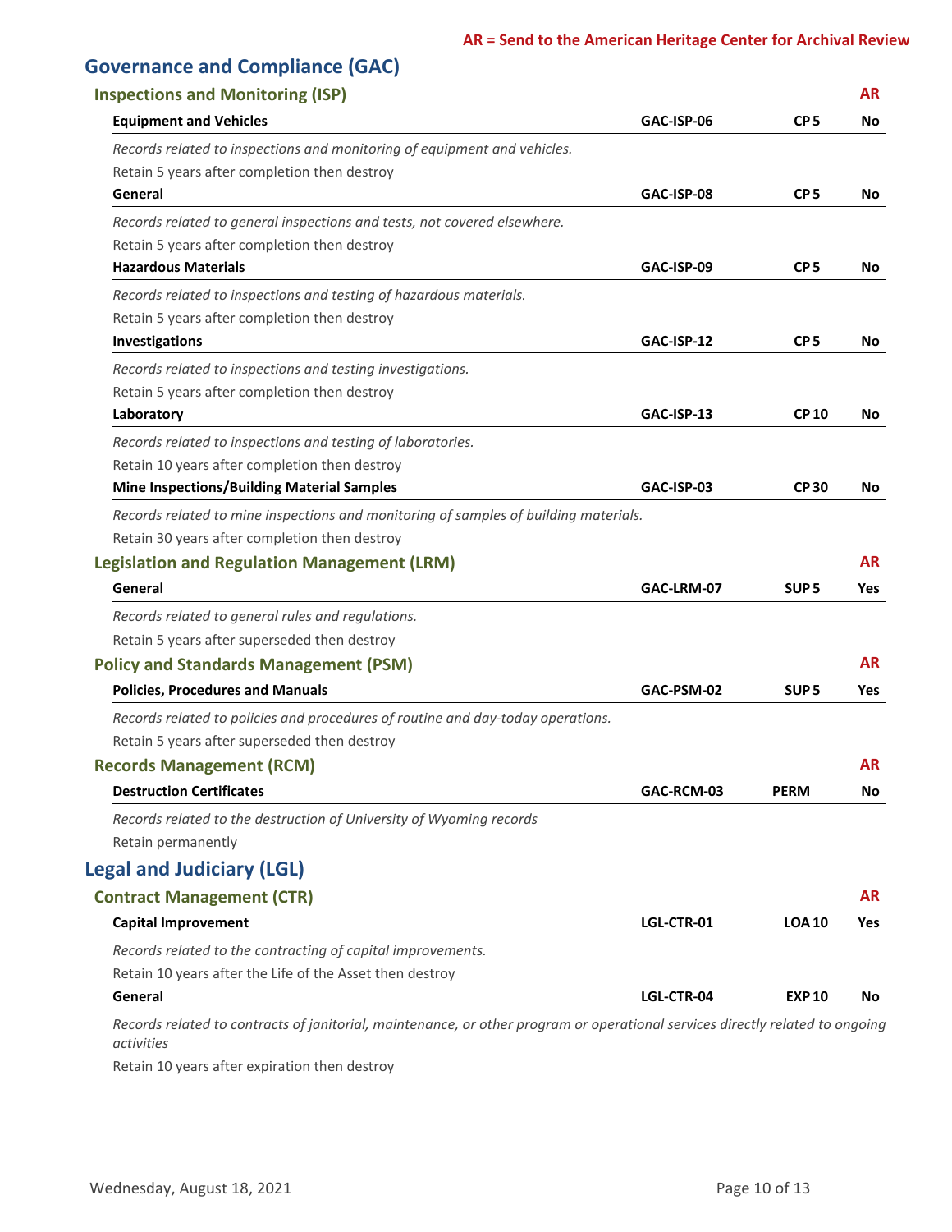**AR = Send to the American Heritage Center for Archival Review**

## Governance and Compliance (GAC)

### Inspections and Monitoring (ISP)

| | | | AR |
|---|---|---|---|
| **Equipment and Vehicles** | **GAC-ISP-06** | **CP 5** | **No** |

*Records related to inspections and monitoring of equipment and vehicles.*

Retain 5 years after completion then destroy

| | | | |
|---|---|---|---|
| **General** | **GAC-ISP-08** | **CP 5** | **No** |

*Records related to general inspections and tests, not covered elsewhere.*

Retain 5 years after completion then destroy

| | | | |
|---|---|---|---|
| **Hazardous Materials** | **GAC-ISP-09** | **CP 5** | **No** |

*Records related to inspections and testing of hazardous materials.*

Retain 5 years after completion then destroy

| | | | |
|---|---|---|---|
| **Investigations** | **GAC-ISP-12** | **CP 5** | **No** |

*Records related to inspections and testing investigations.*

Retain 5 years after completion then destroy

| | | | |
|---|---|---|---|
| **Laboratory** | **GAC-ISP-13** | **CP 10** | **No** |

*Records related to inspections and testing of laboratories.*

Retain 10 years after completion then destroy

| | | | |
|---|---|---|---|
| **Mine Inspections/Building Material Samples** | **GAC-ISP-03** | **CP 30** | **No** |

*Records related to mine inspections and monitoring of samples of building materials.*

Retain 30 years after completion then destroy

### Legislation and Regulation Management (LRM)

| | | | AR |
|---|---|---|---|
| **General** | **GAC-LRM-07** | **SUP 5** | **Yes** |

*Records related to general rules and regulations.*

Retain 5 years after superseded then destroy

### Policy and Standards Management (PSM)

| | | | AR |
|---|---|---|---|
| **Policies, Procedures and Manuals** | **GAC-PSM-02** | **SUP 5** | **Yes** |

*Records related to policies and procedures of routine and day-today operations.*

Retain 5 years after superseded then destroy

### Records Management (RCM)

| | | | AR |
|---|---|---|---|
| **Destruction Certificates** | **GAC-RCM-03** | **PERM** | **No** |

*Records related to the destruction of University of Wyoming records*

Retain permanently

## Legal and Judiciary (LGL)

### Contract Management (CTR)

| | | | AR |
|---|---|---|---|
| **Capital Improvement** | **LGL-CTR-01** | **LOA 10** | **Yes** |

*Records related to the contracting of capital improvements.*

Retain 10 years after the Life of the Asset then destroy

| | | | |
|---|---|---|---|
| **General** | **LGL-CTR-04** | **EXP 10** | **No** |

*Records related to contracts of janitorial, maintenance, or other program or operational services directly related to ongoing activities*

Retain 10 years after expiration then destroy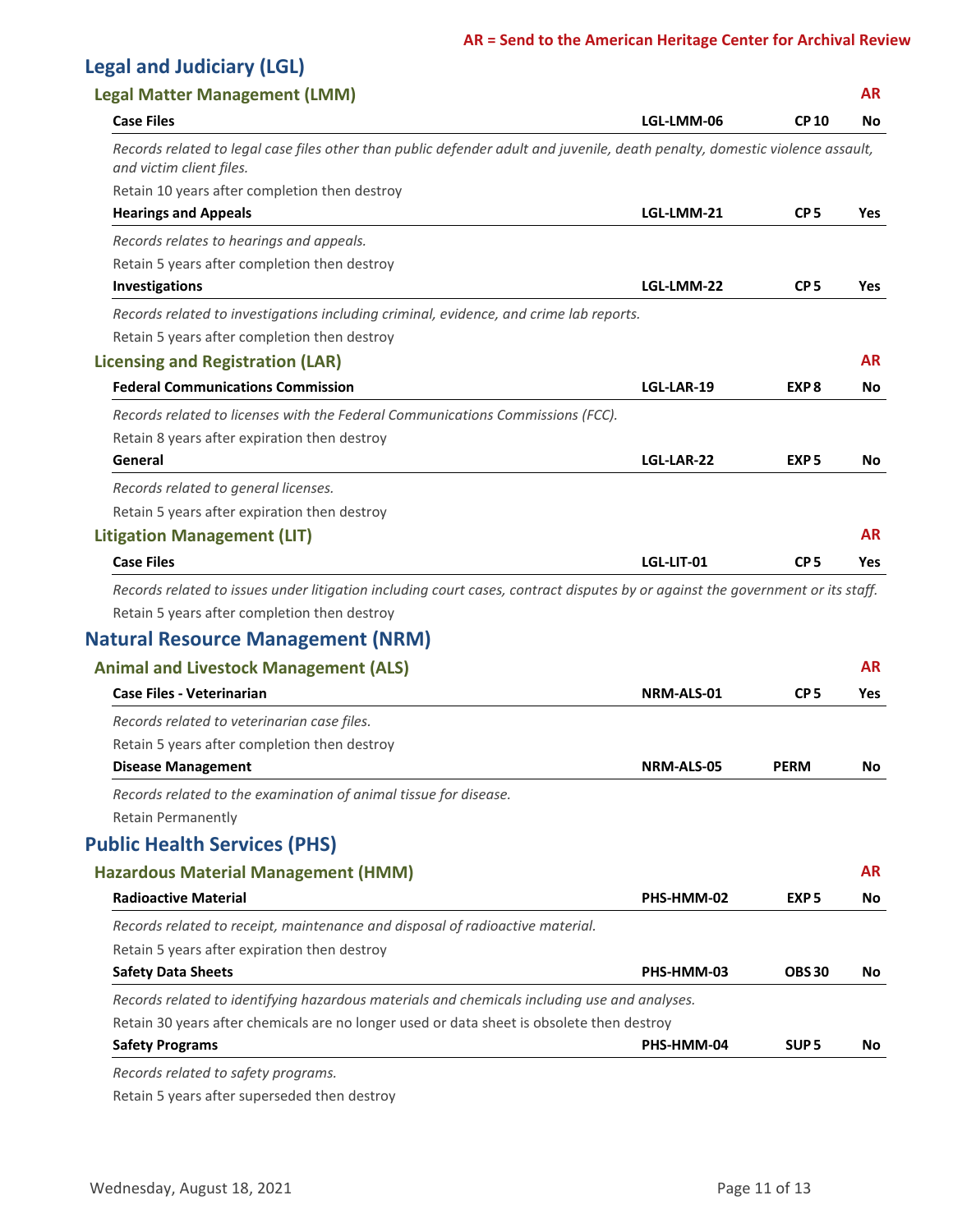**AR = Send to the American Heritage Center for Archival Review**

## Legal and Judiciary (LGL)

### Legal Matter Management (LMM) — AR

**Case Files** | **LGL-LMM-06** | **CP 10** | **No**

*Records related to legal case files other than public defender adult and juvenile, death penalty, domestic violence assault, and victim client files.*

Retain 10 years after completion then destroy

**Hearings and Appeals** | **LGL-LMM-21** | **CP 5** | **Yes**

*Records relates to hearings and appeals.*

Retain 5 years after completion then destroy

**Investigations** | **LGL-LMM-22** | **CP 5** | **Yes**

*Records related to investigations including criminal, evidence, and crime lab reports.*

Retain 5 years after completion then destroy

### Licensing and Registration (LAR) — AR

**Federal Communications Commission** | **LGL-LAR-19** | **EXP 8** | **No**

*Records related to licenses with the Federal Communications Commissions (FCC).*

Retain 8 years after expiration then destroy

**General** | **LGL-LAR-22** | **EXP 5** | **No**

*Records related to general licenses.*

Retain 5 years after expiration then destroy

### Litigation Management (LIT) — AR

**Case Files** | **LGL-LIT-01** | **CP 5** | **Yes**

*Records related to issues under litigation including court cases, contract disputes by or against the government or its staff.*

Retain 5 years after completion then destroy

## Natural Resource Management (NRM)

### Animal and Livestock Management (ALS) — AR

**Case Files - Veterinarian** | **NRM-ALS-01** | **CP 5** | **Yes**

*Records related to veterinarian case files.*

Retain 5 years after completion then destroy

**Disease Management** | **NRM-ALS-05** | **PERM** | **No**

*Records related to the examination of animal tissue for disease.*

Retain Permanently

## Public Health Services (PHS)

### Hazardous Material Management (HMM) — AR

**Radioactive Material** | **PHS-HMM-02** | **EXP 5** | **No**

*Records related to receipt, maintenance and disposal of radioactive material.*

Retain 5 years after expiration then destroy

**Safety Data Sheets** | **PHS-HMM-03** | **OBS 30** | **No**

*Records related to identifying hazardous materials and chemicals including use and analyses.*

Retain 30 years after chemicals are no longer used or data sheet is obsolete then destroy

**Safety Programs** | **PHS-HMM-04** | **SUP 5** | **No**

*Records related to safety programs.*

Retain 5 years after superseded then destroy

Wednesday, August 18, 2021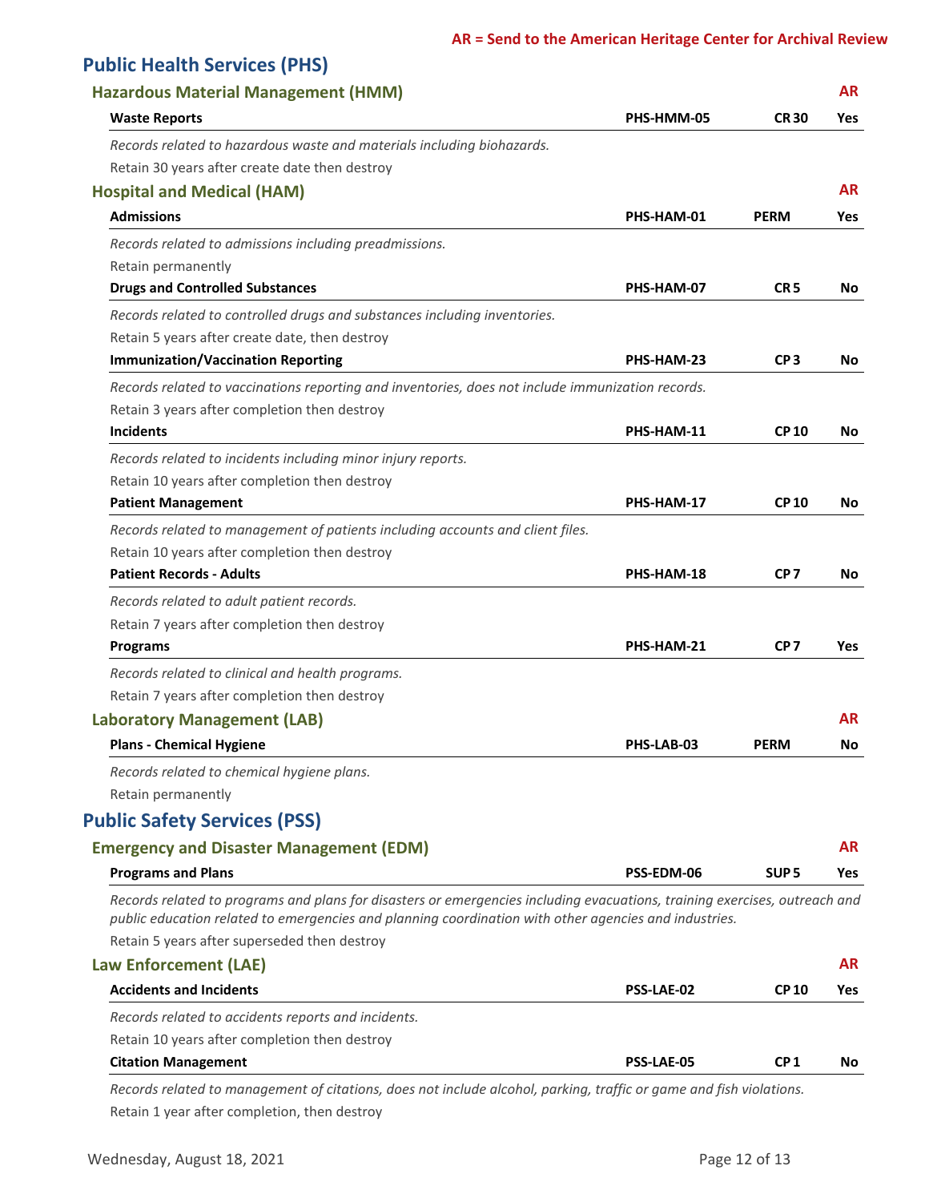**AR = Send to the American Heritage Center for Archival Review**

## Public Health Services (PHS)

### Hazardous Material Management (HMM) — AR

| **Waste Reports** | **PHS-HMM-05** | **CR 30** | **Yes** |
|---|---|---|---|

*Records related to hazardous waste and materials including biohazards.*

Retain 30 years after create date then destroy

### Hospital and Medical (HAM) — AR

| **Admissions** | **PHS-HAM-01** | **PERM** | **Yes** |
|---|---|---|---|

*Records related to admissions including preadmissions.*

Retain permanently

| **Drugs and Controlled Substances** | **PHS-HAM-07** | **CR 5** | **No** |
|---|---|---|---|

*Records related to controlled drugs and substances including inventories.*

Retain 5 years after create date, then destroy

| **Immunization/Vaccination Reporting** | **PHS-HAM-23** | **CP 3** | **No** |
|---|---|---|---|

*Records related to vaccinations reporting and inventories, does not include immunization records.*

Retain 3 years after completion then destroy

| **Incidents** | **PHS-HAM-11** | **CP 10** | **No** |
|---|---|---|---|

*Records related to incidents including minor injury reports.*

Retain 10 years after completion then destroy

| **Patient Management** | **PHS-HAM-17** | **CP 10** | **No** |
|---|---|---|---|

*Records related to management of patients including accounts and client files.*

Retain 10 years after completion then destroy

| **Patient Records - Adults** | **PHS-HAM-18** | **CP 7** | **No** |
|---|---|---|---|

*Records related to adult patient records.*

Retain 7 years after completion then destroy

| **Programs** | **PHS-HAM-21** | **CP 7** | **Yes** |
|---|---|---|---|

*Records related to clinical and health programs.*

Retain 7 years after completion then destroy

### Laboratory Management (LAB) — AR

| **Plans - Chemical Hygiene** | **PHS-LAB-03** | **PERM** | **No** |
|---|---|---|---|

*Records related to chemical hygiene plans.*

Retain permanently

## Public Safety Services (PSS)

### Emergency and Disaster Management (EDM) — AR

| **Programs and Plans** | **PSS-EDM-06** | **SUP 5** | **Yes** |
|---|---|---|---|

*Records related to programs and plans for disasters or emergencies including evacuations, training exercises, outreach and public education related to emergencies and planning coordination with other agencies and industries.*

Retain 5 years after superseded then destroy

### Law Enforcement (LAE) — AR

| **Accidents and Incidents** | **PSS-LAE-02** | **CP 10** | **Yes** |
|---|---|---|---|

*Records related to accidents reports and incidents.*

Retain 10 years after completion then destroy

| **Citation Management** | **PSS-LAE-05** | **CP 1** | **No** |
|---|---|---|---|

*Records related to management of citations, does not include alcohol, parking, traffic or game and fish violations.*

Retain 1 year after completion, then destroy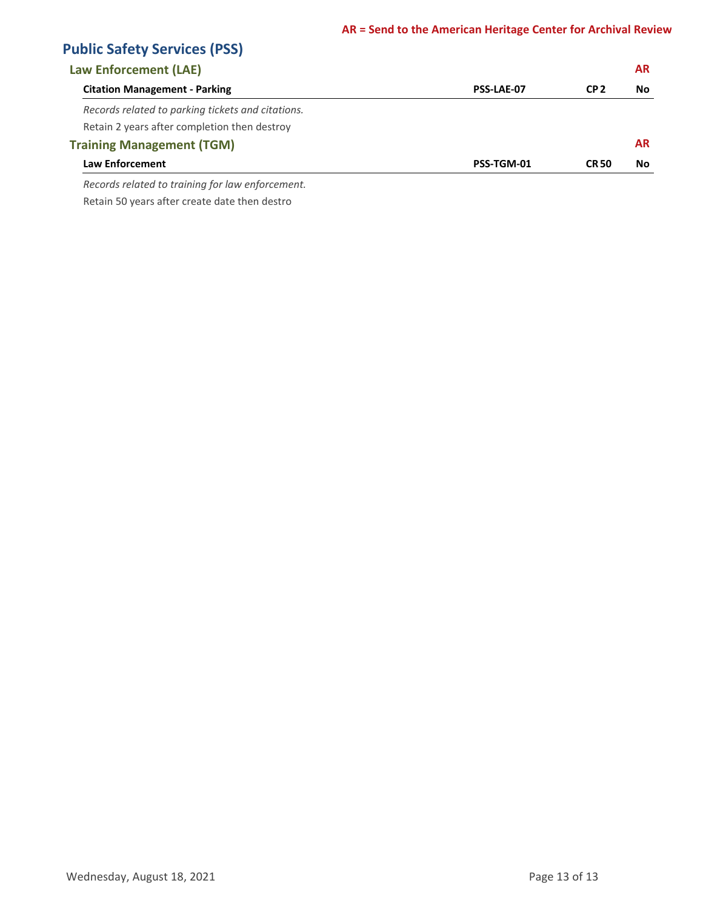**AR = Send to the American Heritage Center for Archival Review**

## Public Safety Services (PSS)

### Law Enforcement (LAE)

| | | | AR |
|---|---|---|---|
| **Citation Management - Parking** | **PSS-LAE-07** | **CP 2** | **No** |

*Records related to parking tickets and citations.*

Retain 2 years after completion then destroy

### Training Management (TGM)

| | | | AR |
|---|---|---|---|
| **Law Enforcement** | **PSS-TGM-01** | **CR 50** | **No** |

*Records related to training for law enforcement.*

Retain 50 years after create date then destro